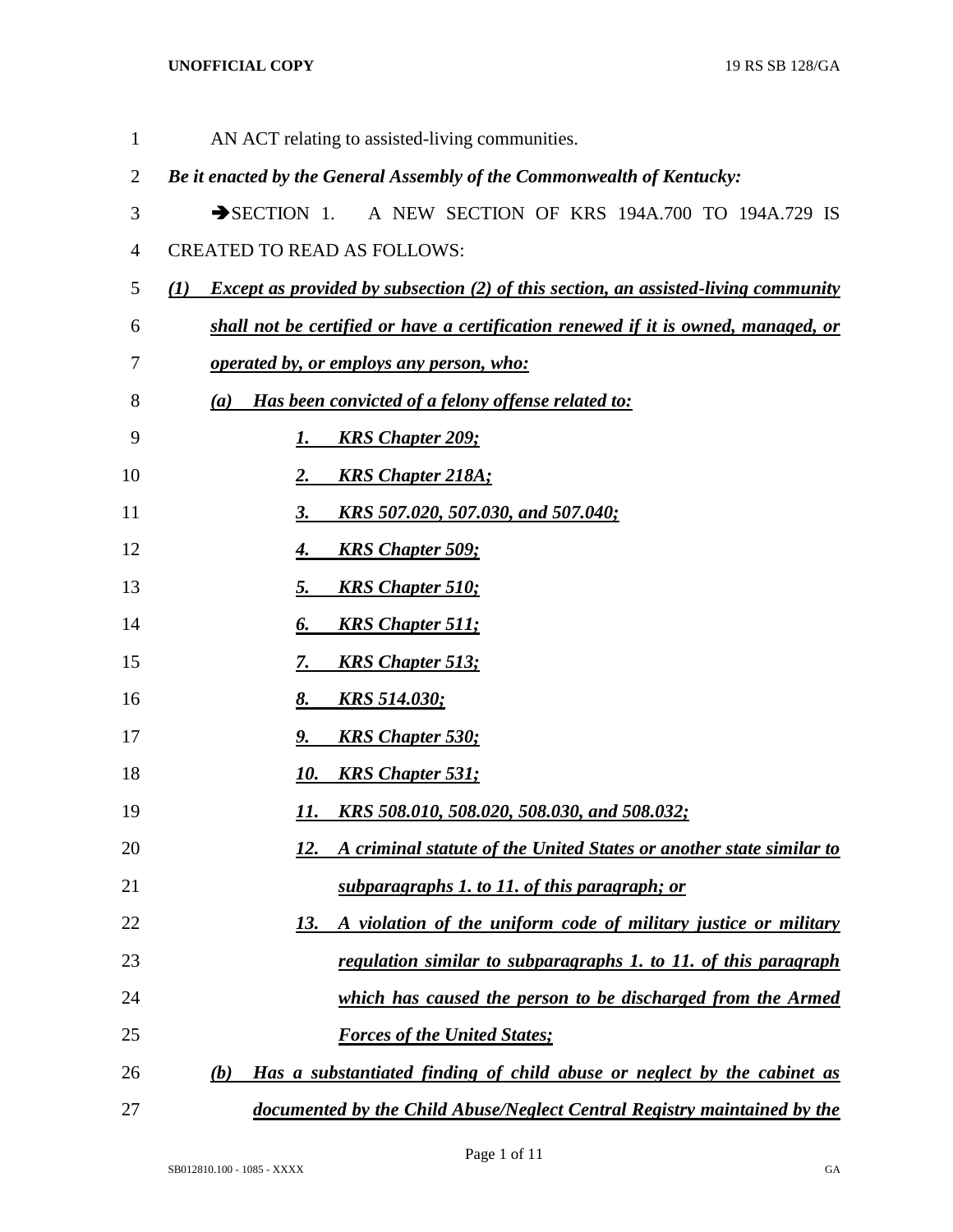AN ACT relating to assisted-living communities.

***Be it enacted by the General Assembly of the Commonwealth of Kentucky:***

➔SECTION 1. A NEW SECTION OF KRS 194A.700 TO 194A.729 IS CREATED TO READ AS FOLLOWS:

***(1) Except as provided by subsection (2) of this section, an assisted-living community shall not be certified or have a certification renewed if it is owned, managed, or operated by, or employs any person, who:***

***(a) Has been convicted of a felony offense related to:***

***1. KRS Chapter 209;***

***2. KRS Chapter 218A;***

***3. KRS 507.020, 507.030, and 507.040;***

***4. KRS Chapter 509;***

***5. KRS Chapter 510;***

***6. KRS Chapter 511;***

***7. KRS Chapter 513;***

***8. KRS 514.030;***

***9. KRS Chapter 530;***

***10. KRS Chapter 531;***

***11. KRS 508.010, 508.020, 508.030, and 508.032;***

***12. A criminal statute of the United States or another state similar to subparagraphs 1. to 11. of this paragraph; or***

***13. A violation of the uniform code of military justice or military regulation similar to subparagraphs 1. to 11. of this paragraph which has caused the person to be discharged from the Armed Forces of the United States;***

***(b) Has a substantiated finding of child abuse or neglect by the cabinet as documented by the Child Abuse/Neglect Central Registry maintained by the***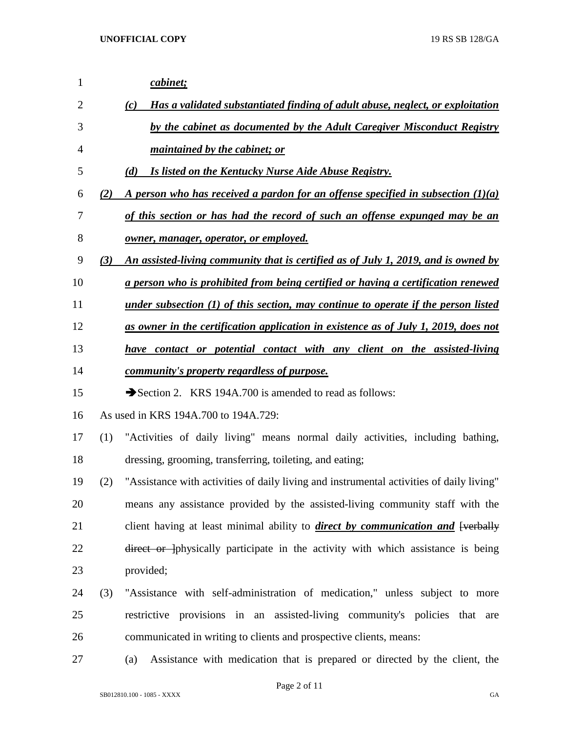*cabinet;*

*(c) Has a validated substantiated finding of adult abuse, neglect, or exploitation by the cabinet as documented by the Adult Caregiver Misconduct Registry maintained by the cabinet; or*

*(d) Is listed on the Kentucky Nurse Aide Abuse Registry.*

*(2) A person who has received a pardon for an offense specified in subsection (1)(a) of this section or has had the record of such an offense expunged may be an owner, manager, operator, or employed.*

*(3) An assisted-living community that is certified as of July 1, 2019, and is owned by a person who is prohibited from being certified or having a certification renewed under subsection (1) of this section, may continue to operate if the person listed as owner in the certification application in existence as of July 1, 2019, does not have contact or potential contact with any client on the assisted-living community's property regardless of purpose.*

➔Section 2. KRS 194A.700 is amended to read as follows:

As used in KRS 194A.700 to 194A.729:

(1) "Activities of daily living" means normal daily activities, including bathing, dressing, grooming, transferring, toileting, and eating;

(2) "Assistance with activities of daily living and instrumental activities of daily living" means any assistance provided by the assisted-living community staff with the client having at least minimal ability to ***direct by communication and*** [verbally direct or ]physically participate in the activity with which assistance is being provided;

(3) "Assistance with self-administration of medication," unless subject to more restrictive provisions in an assisted-living community's policies that are communicated in writing to clients and prospective clients, means:

(a) Assistance with medication that is prepared or directed by the client, the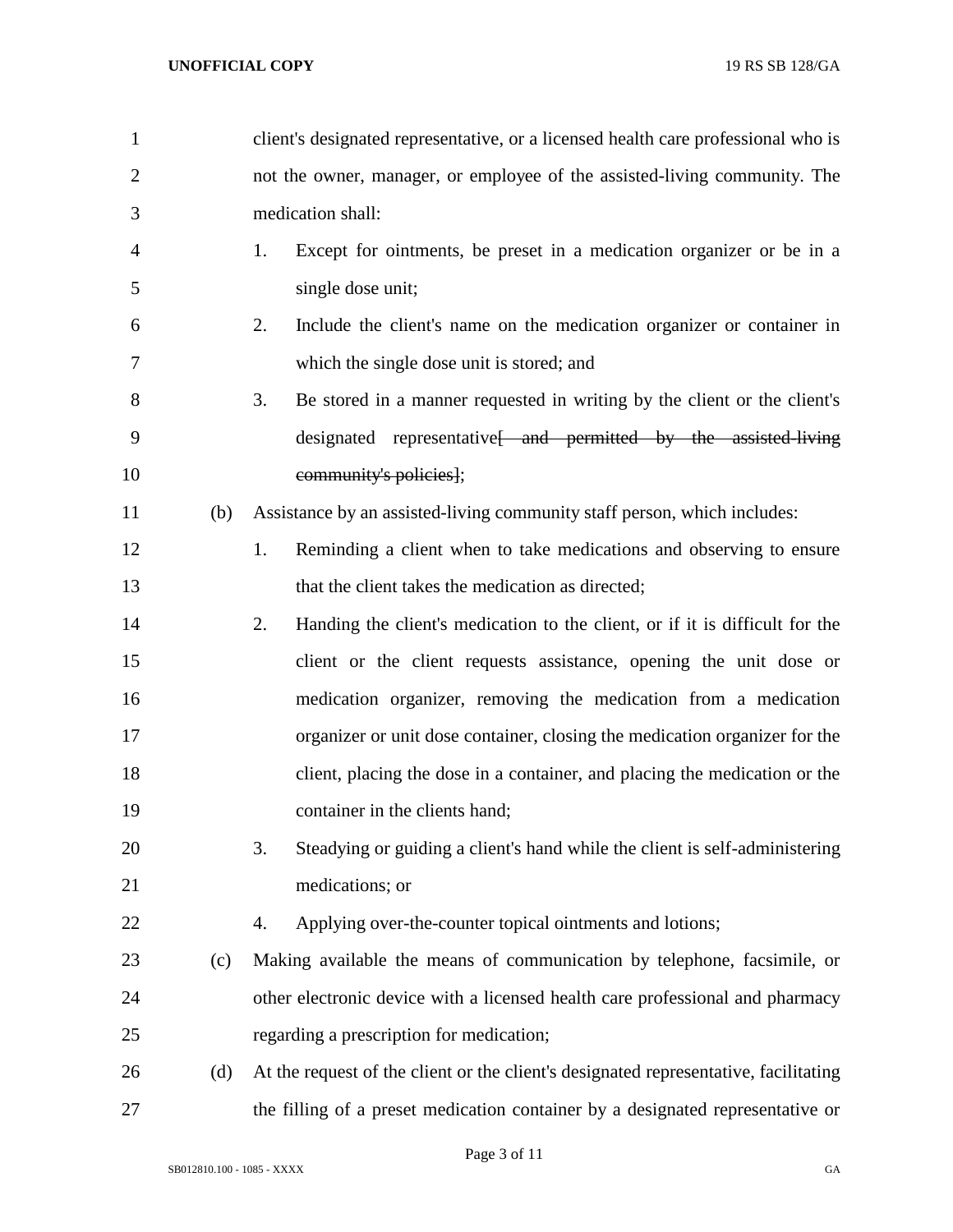client's designated representative, or a licensed health care professional who is not the owner, manager, or employee of the assisted-living community. The medication shall:

1. Except for ointments, be preset in a medication organizer or be in a single dose unit;
2. Include the client's name on the medication organizer or container in which the single dose unit is stored; and
3. Be stored in a manner requested in writing by the client or the client's designated representative[~~ and permitted by the assisted-living community's policies~~];

(b) Assistance by an assisted-living community staff person, which includes:

1. Reminding a client when to take medications and observing to ensure that the client takes the medication as directed;
2. Handing the client's medication to the client, or if it is difficult for the client or the client requests assistance, opening the unit dose or medication organizer, removing the medication from a medication organizer or unit dose container, closing the medication organizer for the client, placing the dose in a container, and placing the medication or the container in the clients hand;
3. Steadying or guiding a client's hand while the client is self-administering medications; or
4. Applying over-the-counter topical ointments and lotions;

(c) Making available the means of communication by telephone, facsimile, or other electronic device with a licensed health care professional and pharmacy regarding a prescription for medication;

(d) At the request of the client or the client's designated representative, facilitating the filling of a preset medication container by a designated representative or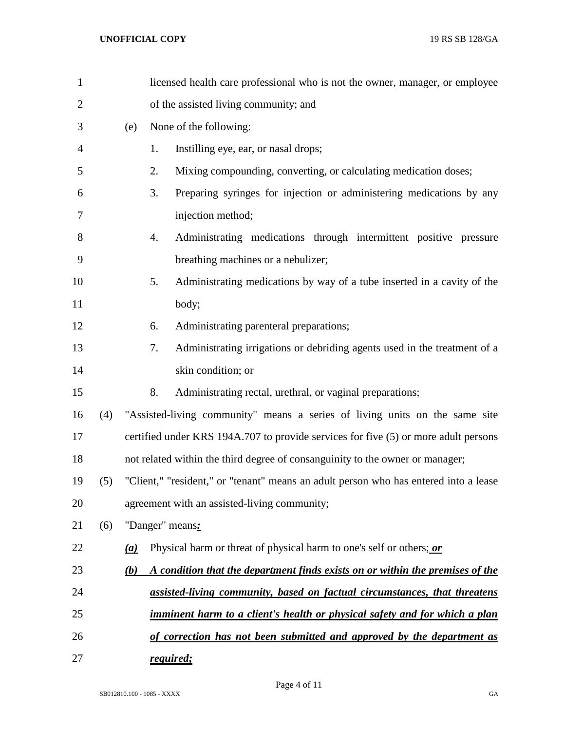licensed health care professional who is not the owner, manager, or employee of the assisted living community; and

(e) None of the following:

1. Instilling eye, ear, or nasal drops;
2. Mixing compounding, converting, or calculating medication doses;
3. Preparing syringes for injection or administering medications by any injection method;
4. Administrating medications through intermittent positive pressure breathing machines or a nebulizer;
5. Administrating medications by way of a tube inserted in a cavity of the body;
6. Administrating parenteral preparations;
7. Administrating irrigations or debriding agents used in the treatment of a skin condition; or
8. Administrating rectal, urethral, or vaginal preparations;

(4) "Assisted-living community" means a series of living units on the same site certified under KRS 194A.707 to provide services for five (5) or more adult persons not related within the third degree of consanguinity to the owner or manager;

(5) "Client," "resident," or "tenant" means an adult person who has entered into a lease agreement with an assisted-living community;

(6) "Danger" means***:***

***(a)*** Physical harm or threat of physical harm to one's self or others; ***or***

***(b) A condition that the department finds exists on or within the premises of the assisted-living community, based on factual circumstances, that threatens imminent harm to a client's health or physical safety and for which a plan of correction has not been submitted and approved by the department as required;***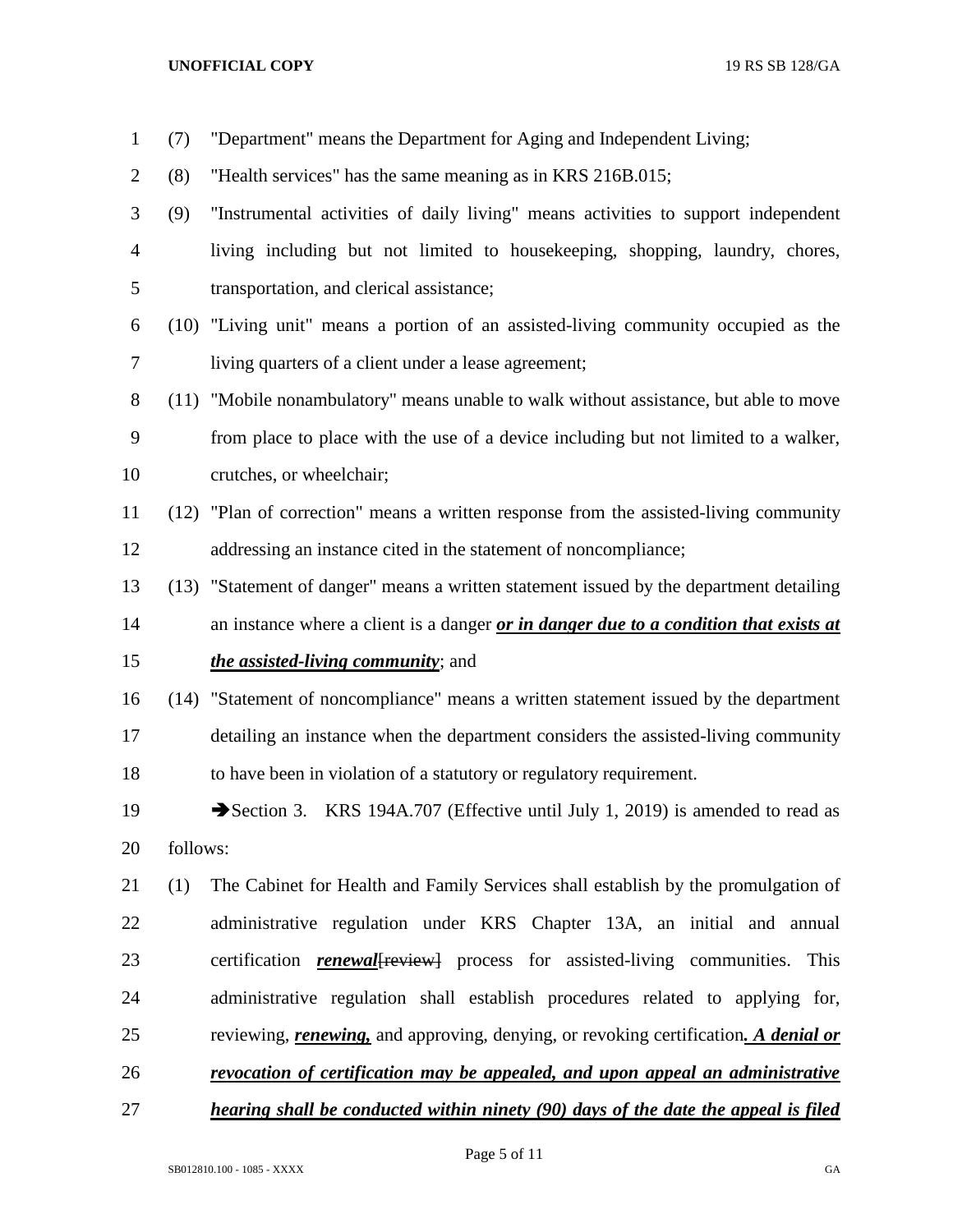(7) "Department" means the Department for Aging and Independent Living;

(8) "Health services" has the same meaning as in KRS 216B.015;

(9) "Instrumental activities of daily living" means activities to support independent living including but not limited to housekeeping, shopping, laundry, chores, transportation, and clerical assistance;

(10) "Living unit" means a portion of an assisted-living community occupied as the living quarters of a client under a lease agreement;

(11) "Mobile nonambulatory" means unable to walk without assistance, but able to move from place to place with the use of a device including but not limited to a walker, crutches, or wheelchair;

(12) "Plan of correction" means a written response from the assisted-living community addressing an instance cited in the statement of noncompliance;

(13) "Statement of danger" means a written statement issued by the department detailing an instance where a client is a danger ***or in danger due to a condition that exists at the assisted-living community***; and

(14) "Statement of noncompliance" means a written statement issued by the department detailing an instance when the department considers the assisted-living community to have been in violation of a statutory or regulatory requirement.

➔Section 3. KRS 194A.707 (Effective until July 1, 2019) is amended to read as follows:

(1) The Cabinet for Health and Family Services shall establish by the promulgation of administrative regulation under KRS Chapter 13A, an initial and annual certification ***renewal***~~[review]~~ process for assisted-living communities. This administrative regulation shall establish procedures related to applying for, reviewing, ***renewing,*** and approving, denying, or revoking certification***. A denial or revocation of certification may be appealed, and upon appeal an administrative hearing shall be conducted within ninety (90) days of the date the appeal is filed***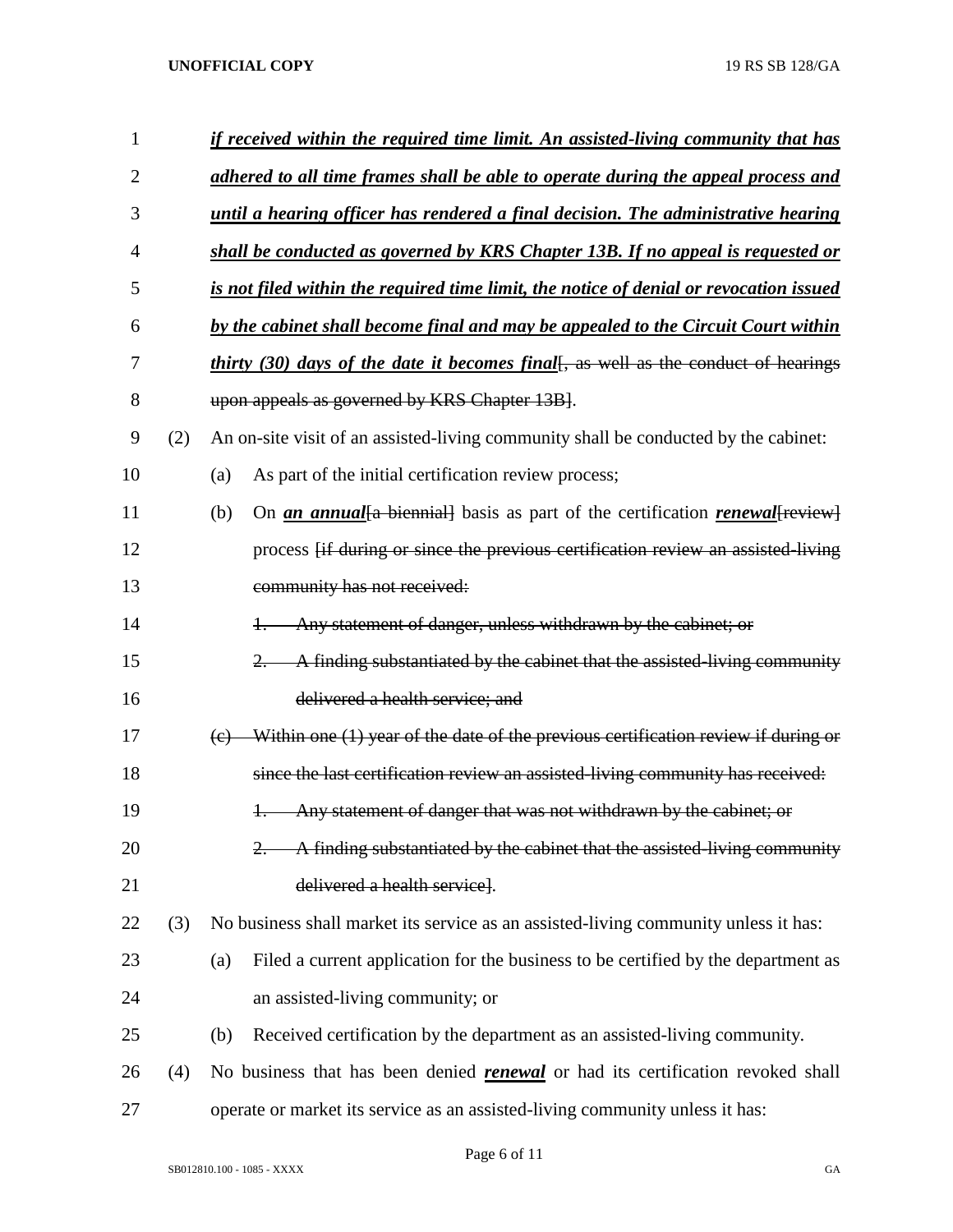***if received within the required time limit. An assisted-living community that has adhered to all time frames shall be able to operate during the appeal process and until a hearing officer has rendered a final decision. The administrative hearing shall be conducted as governed by KRS Chapter 13B. If no appeal is requested or is not filed within the required time limit, the notice of denial or revocation issued by the cabinet shall become final and may be appealed to the Circuit Court within thirty (30) days of the date it becomes final***~~[, as well as the conduct of hearings upon appeals as governed by KRS Chapter 13B]~~.

(2) An on-site visit of an assisted-living community shall be conducted by the cabinet:

(a) As part of the initial certification review process;

(b) On ***an annual***~~[a biennial]~~ basis as part of the certification ***renewal***~~[review]~~ process ~~[if during or since the previous certification review an assisted-living community has not received:~~

~~1. Any statement of danger, unless withdrawn by the cabinet; or~~

~~2. A finding substantiated by the cabinet that the assisted-living community delivered a health service; and~~

~~(c) Within one (1) year of the date of the previous certification review if during or since the last certification review an assisted-living community has received:~~

~~1. Any statement of danger that was not withdrawn by the cabinet; or~~

~~2. A finding substantiated by the cabinet that the assisted-living community delivered a health service]~~.

(3) No business shall market its service as an assisted-living community unless it has:

(a) Filed a current application for the business to be certified by the department as an assisted-living community; or

(b) Received certification by the department as an assisted-living community.

(4) No business that has been denied ***renewal*** or had its certification revoked shall operate or market its service as an assisted-living community unless it has: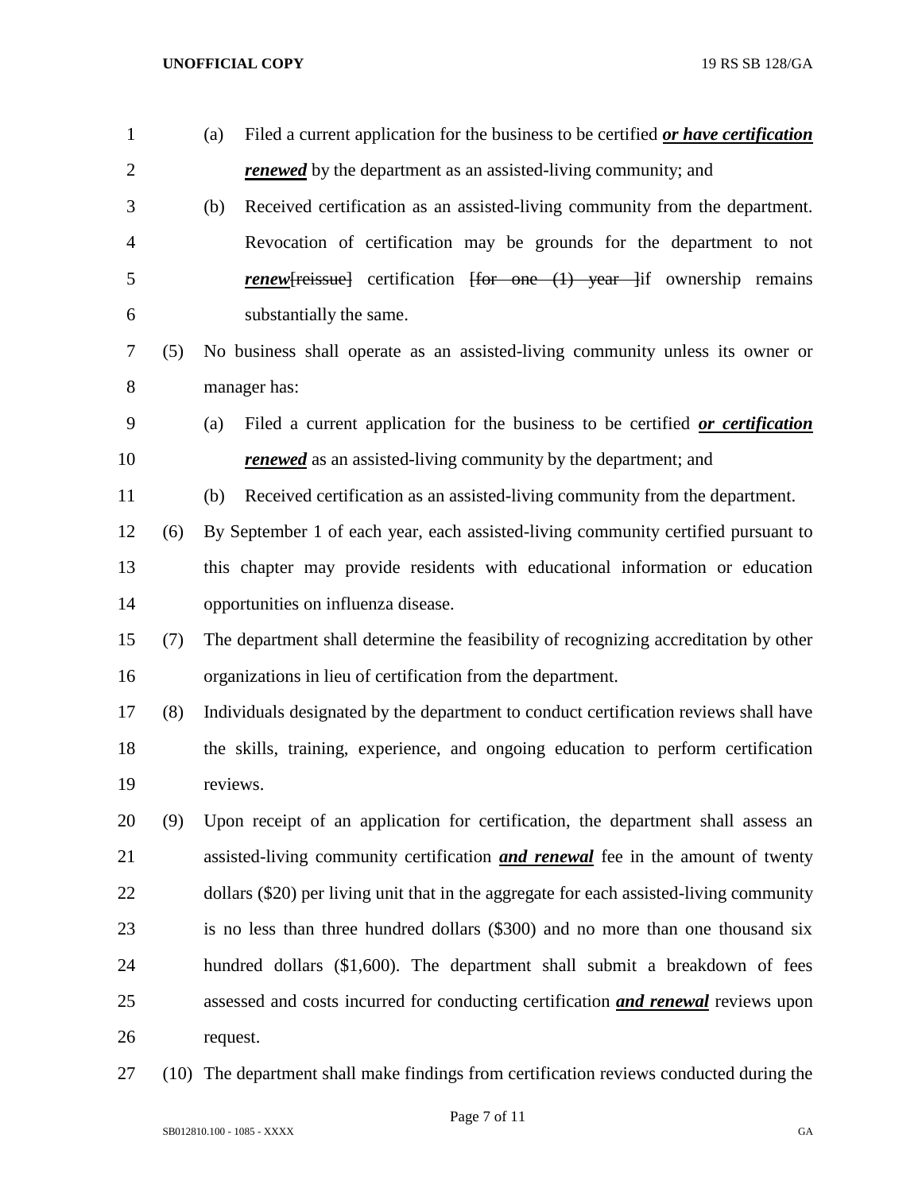(a) Filed a current application for the business to be certified ***or have certification renewed*** by the department as an assisted-living community; and

(b) Received certification as an assisted-living community from the department. Revocation of certification may be grounds for the department to not ***renew***~~[reissue]~~ certification ~~[for one (1) year ]~~if ownership remains substantially the same.

(5) No business shall operate as an assisted-living community unless its owner or manager has:

(a) Filed a current application for the business to be certified ***or certification renewed*** as an assisted-living community by the department; and

(b) Received certification as an assisted-living community from the department.

(6) By September 1 of each year, each assisted-living community certified pursuant to this chapter may provide residents with educational information or education opportunities on influenza disease.

(7) The department shall determine the feasibility of recognizing accreditation by other organizations in lieu of certification from the department.

(8) Individuals designated by the department to conduct certification reviews shall have the skills, training, experience, and ongoing education to perform certification reviews.

(9) Upon receipt of an application for certification, the department shall assess an assisted-living community certification ***and renewal*** fee in the amount of twenty dollars ($20) per living unit that in the aggregate for each assisted-living community is no less than three hundred dollars ($300) and no more than one thousand six hundred dollars ($1,600). The department shall submit a breakdown of fees assessed and costs incurred for conducting certification ***and renewal*** reviews upon request.

(10) The department shall make findings from certification reviews conducted during the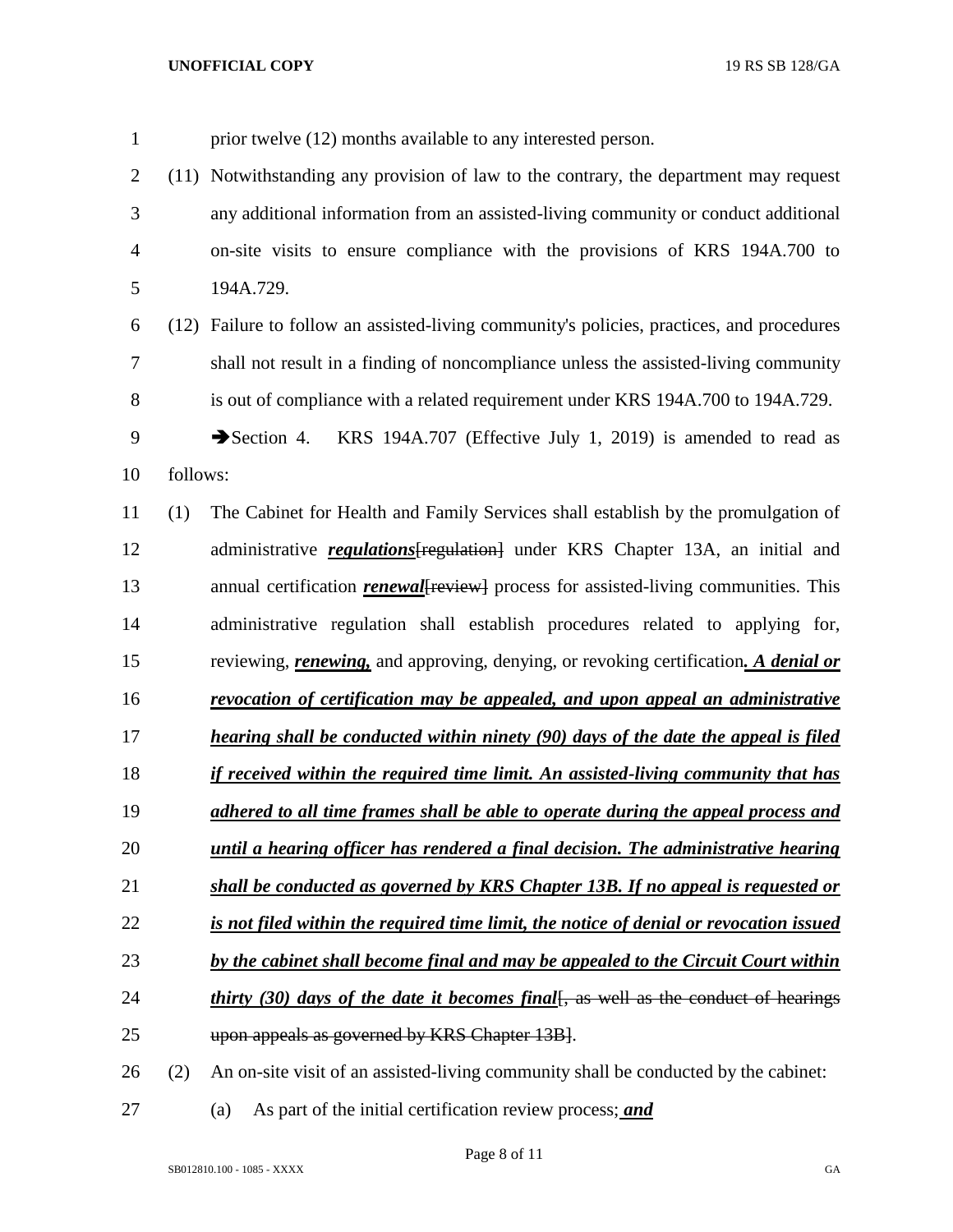prior twelve (12) months available to any interested person.

(11) Notwithstanding any provision of law to the contrary, the department may request any additional information from an assisted-living community or conduct additional on-site visits to ensure compliance with the provisions of KRS 194A.700 to 194A.729.

(12) Failure to follow an assisted-living community's policies, practices, and procedures shall not result in a finding of noncompliance unless the assisted-living community is out of compliance with a related requirement under KRS 194A.700 to 194A.729.

➔Section 4. KRS 194A.707 (Effective July 1, 2019) is amended to read as follows:

(1) The Cabinet for Health and Family Services shall establish by the promulgation of administrative ***regulations***~~[regulation]~~ under KRS Chapter 13A, an initial and annual certification ***renewal***~~[review]~~ process for assisted-living communities. This administrative regulation shall establish procedures related to applying for, reviewing, ***renewing,*** and approving, denying, or revoking certification***. A denial or revocation of certification may be appealed, and upon appeal an administrative hearing shall be conducted within ninety (90) days of the date the appeal is filed if received within the required time limit. An assisted-living community that has adhered to all time frames shall be able to operate during the appeal process and until a hearing officer has rendered a final decision. The administrative hearing shall be conducted as governed by KRS Chapter 13B. If no appeal is requested or is not filed within the required time limit, the notice of denial or revocation issued by the cabinet shall become final and may be appealed to the Circuit Court within thirty (30) days of the date it becomes final***~~[, as well as the conduct of hearings upon appeals as governed by KRS Chapter 13B]~~.

(2) An on-site visit of an assisted-living community shall be conducted by the cabinet:

(a) As part of the initial certification review process***; and***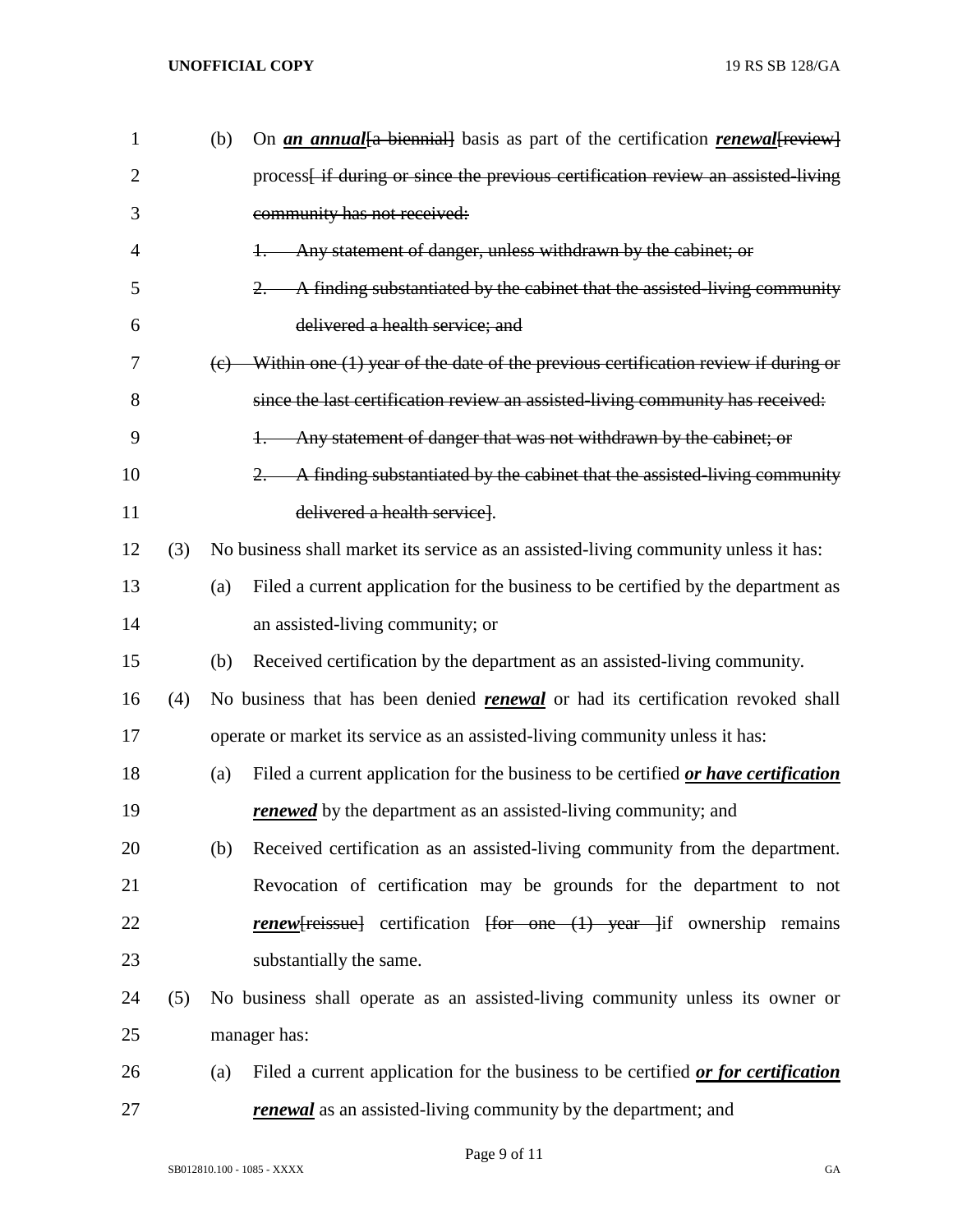(b) On ***an annual***[a biennial] basis as part of the certification ***renewal***[review] process[ if during or since the previous certification review an assisted-living community has not received:

1. Any statement of danger, unless withdrawn by the cabinet; or

2. A finding substantiated by the cabinet that the assisted-living community delivered a health service; and

(c) Within one (1) year of the date of the previous certification review if during or since the last certification review an assisted-living community has received:

1. Any statement of danger that was not withdrawn by the cabinet; or

2. A finding substantiated by the cabinet that the assisted-living community delivered a health service].

(3) No business shall market its service as an assisted-living community unless it has:

(a) Filed a current application for the business to be certified by the department as an assisted-living community; or

(b) Received certification by the department as an assisted-living community.

(4) No business that has been denied ***renewal*** or had its certification revoked shall operate or market its service as an assisted-living community unless it has:

(a) Filed a current application for the business to be certified ***or have certification renewed*** by the department as an assisted-living community; and

(b) Received certification as an assisted-living community from the department. Revocation of certification may be grounds for the department to not ***renew***[reissue] certification [for one (1) year ]if ownership remains substantially the same.

(5) No business shall operate as an assisted-living community unless its owner or manager has:

(a) Filed a current application for the business to be certified ***or for certification renewal*** as an assisted-living community by the department; and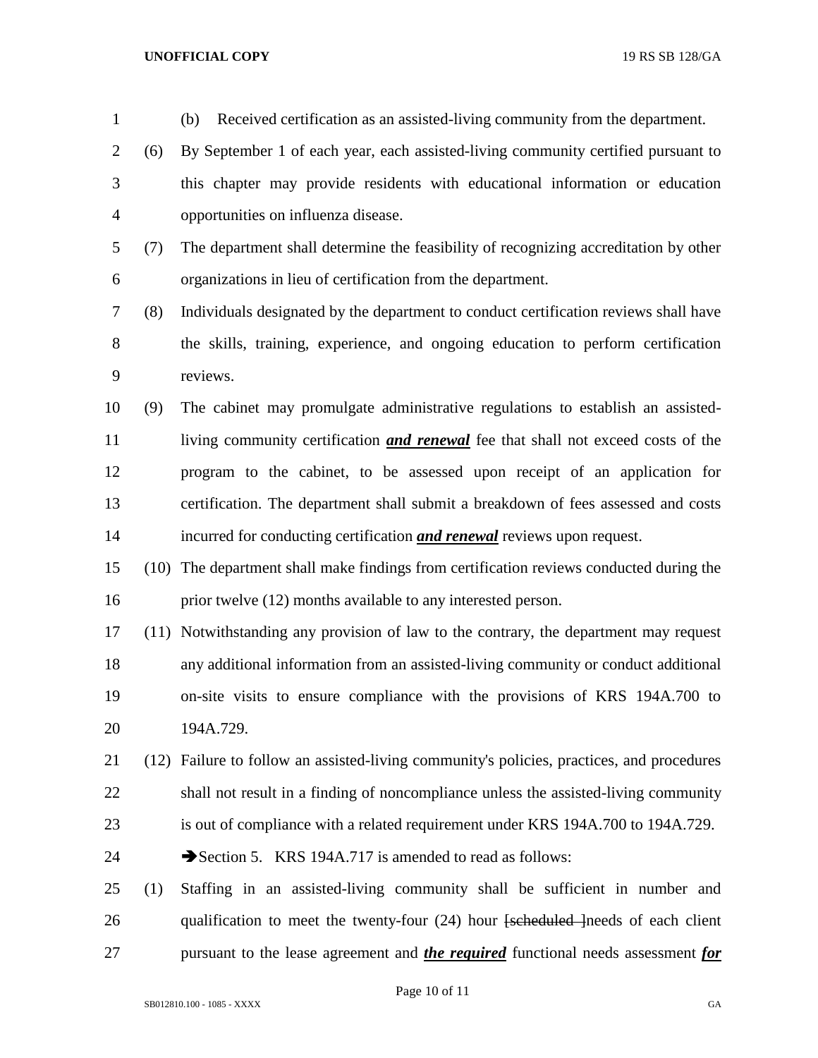(b) Received certification as an assisted-living community from the department.

(6) By September 1 of each year, each assisted-living community certified pursuant to this chapter may provide residents with educational information or education opportunities on influenza disease.

(7) The department shall determine the feasibility of recognizing accreditation by other organizations in lieu of certification from the department.

(8) Individuals designated by the department to conduct certification reviews shall have the skills, training, experience, and ongoing education to perform certification reviews.

(9) The cabinet may promulgate administrative regulations to establish an assisted-living community certification ***and renewal*** fee that shall not exceed costs of the program to the cabinet, to be assessed upon receipt of an application for certification. The department shall submit a breakdown of fees assessed and costs incurred for conducting certification ***and renewal*** reviews upon request.

(10) The department shall make findings from certification reviews conducted during the prior twelve (12) months available to any interested person.

(11) Notwithstanding any provision of law to the contrary, the department may request any additional information from an assisted-living community or conduct additional on-site visits to ensure compliance with the provisions of KRS 194A.700 to 194A.729.

(12) Failure to follow an assisted-living community's policies, practices, and procedures shall not result in a finding of noncompliance unless the assisted-living community is out of compliance with a related requirement under KRS 194A.700 to 194A.729.

➔Section 5. KRS 194A.717 is amended to read as follows:

(1) Staffing in an assisted-living community shall be sufficient in number and qualification to meet the twenty-four (24) hour ~~[scheduled ]~~needs of each client pursuant to the lease agreement and ***the required*** functional needs assessment ***for***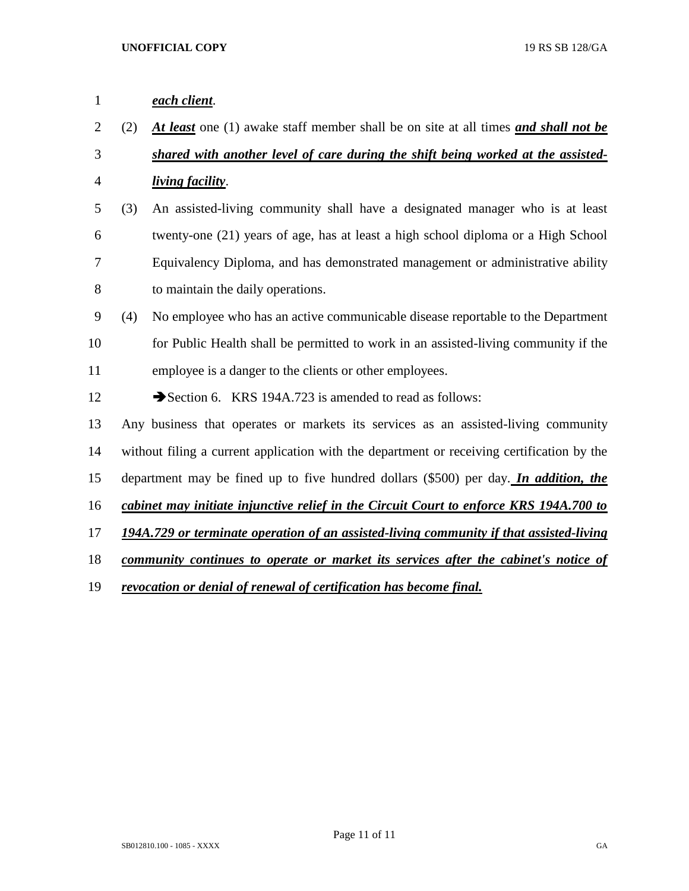***each client***.

(2) ***At least*** one (1) awake staff member shall be on site at all times ***and shall not be shared with another level of care during the shift being worked at the assisted-living facility***.

(3) An assisted-living community shall have a designated manager who is at least twenty-one (21) years of age, has at least a high school diploma or a High School Equivalency Diploma, and has demonstrated management or administrative ability to maintain the daily operations.

(4) No employee who has an active communicable disease reportable to the Department for Public Health shall be permitted to work in an assisted-living community if the employee is a danger to the clients or other employees.

➔Section 6. KRS 194A.723 is amended to read as follows:

Any business that operates or markets its services as an assisted-living community without filing a current application with the department or receiving certification by the department may be fined up to five hundred dollars ($500) per day. ***In addition, the cabinet may initiate injunctive relief in the Circuit Court to enforce KRS 194A.700 to 194A.729 or terminate operation of an assisted-living community if that assisted-living community continues to operate or market its services after the cabinet's notice of revocation or denial of renewal of certification has become final.***